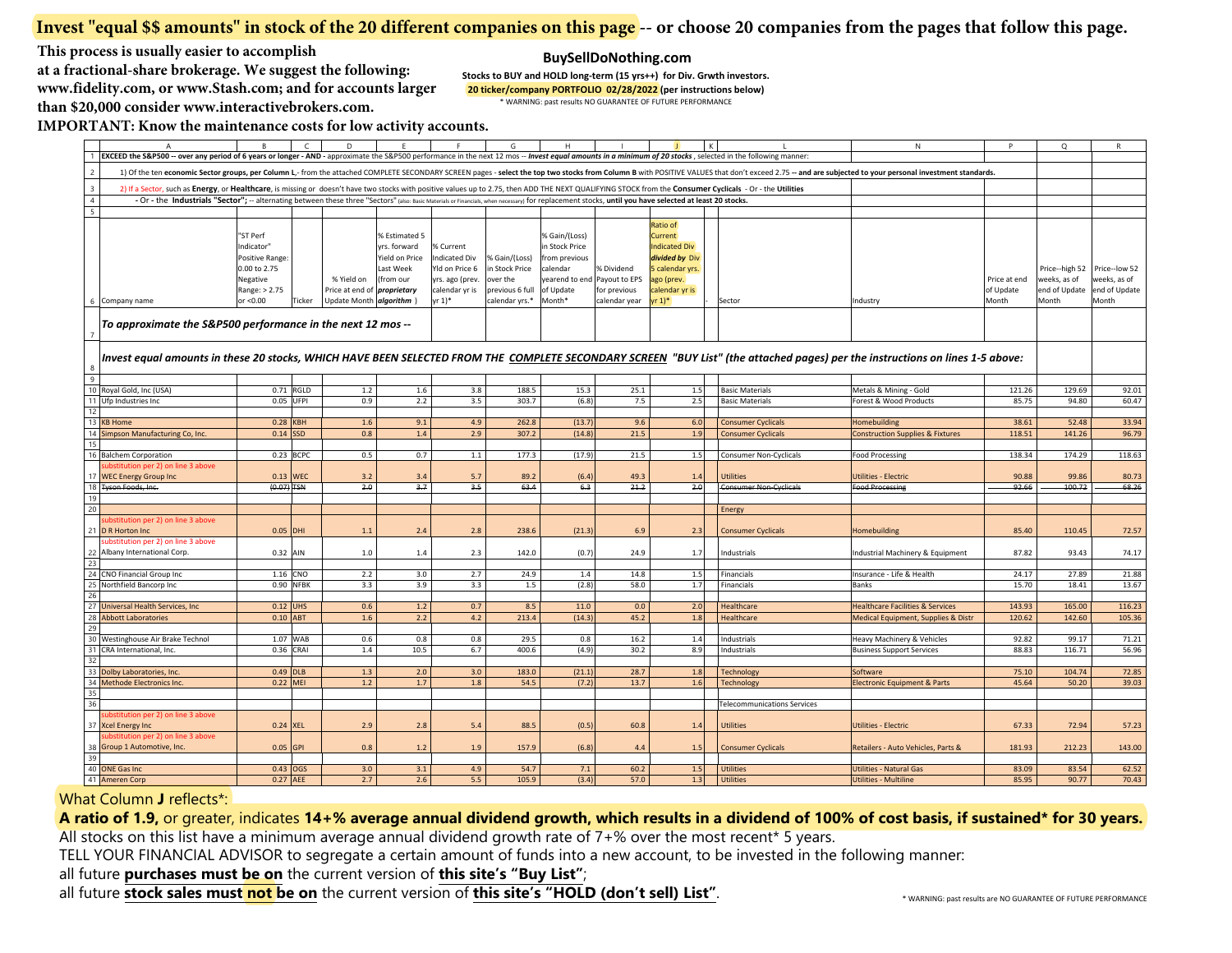**Invest "equal $$ amounts" in stock of the 20 different companies on this page** -- or choose 20 companies from the pages that follow this page.

**This process is usually easier to accomplish at a fractional-share brokerage. We suggest the following: www.fidelity.com, or www.Stash.com; and for accounts larger than $20,000 consider www.interactivebrokers.com.**

**IMPORTANT: Know the maintenance costs for low activity accounts.**

**BuySellDoNothing.com**

**Stocks to BUY and HOLD long-term (15 yrs++) for Div. Grwth investors.**

**20 ticker/company PORTFOLIO 02/28/2022 (per instructions below)**

\* WARNING: past results NO GUARANTEE OF FUTURE PERFORMANCE

1 **EXCEED the S&P500 -- over any period of 6 years or longer - AND -** approximate the S&P500 performance in the next 12 mos -- ***Invest equal amounts in a minimum of 20 stocks***, selected in the following manner:

2 1) Of the ten **economic Sector groups, per Column L**,- from the attached COMPLETE SECONDARY SCREEN pages - **select the top two stocks from Column B** with POSITIVE VALUES that don't exceed 2.75 -- **and are subjected to your personal investment standards.**

3 2) If a Sector, such as **Energy**, or **Healthcare**, is missing or doesn't have two stocks with positive values up to 2.75, then ADD THE NEXT QUALIFYING STOCK from the **Consumer Cyclicals** - Or - the **Utilities**

4 - Or - the **Industrials "Sector"**; -- alternating between these three "Sectors" (also: Basic Materials or Financials, when necessary) for replacement stocks, **until you have selected at least 20 stocks.**

| | A | B | C | D | E | F | G | H | I | J | K | L | N | P | Q | R |
|---|---|---|---|---|---|---|---|---|---|---|---|---|---|---|---|---|
| 6 | Company name | "ST Perf Indicator" Positive Range: 0.00 to 2.75 Negative Range: > 2.75 or <0.00 | Ticker | % Yield on Price at end of Update Month | % Estimated 5 yrs. forward Yield on Price Last Week (from our ***proprietary algorithm***) | % Current Indicated Div Yld on Price 6 yrs. ago (prev. calendar yr is yr 1)* | % Gain/(Loss) in Stock Price over the previous 6 full calendar yrs.* | % Gain/(Loss) in Stock Price from previous calendar yearend to end of Update Month* | % Dividend Payout to EPS for previous calendar year | Ratio of Current Indicated Div ***divided by*** Div 5 calendar yrs. ago (prev. calendar yr is yr 1)* | - | Sector | Industry | Price at end of Update Month | Price--high 52 weeks, as of end of Update Month | Price--low 52 weeks, as of end of Update Month |
| 7 | ***To approximate the S&P500 performance in the next 12 mos --*** | | | | | | | | | | | | | | | |
| 8 | ***Invest equal amounts in these 20 stocks, WHICH HAVE BEEN SELECTED FROM THE COMPLETE SECONDARY SCREEN "BUY List" (the attached pages) per the instructions on lines 1-5 above:*** | | | | | | | | | | | | | | | |
| 9 | | | | | | | | | | | | | | | | |
| 10 | Royal Gold, Inc (USA) | 0.71 | RGLD | 1.2 | 1.6 | 3.8 | 188.5 | 15.3 | 25.1 | 1.5 | | Basic Materials | Metals & Mining - Gold | 121.26 | 129.69 | 92.01 |
| 11 | Ufp Industries Inc | 0.05 | UFPI | 0.9 | 2.2 | 3.5 | 303.7 | (6.8) | 7.5 | 2.5 | | Basic Materials | Forest & Wood Products | 85.75 | 94.80 | 60.47 |
| 12 | | | | | | | | | | | | | | | | |
| 13 | KB Home | 0.28 | KBH | 1.6 | 9.1 | 4.9 | 262.8 | (13.7) | 9.6 | 6.0 | | Consumer Cyclicals | Homebuilding | 38.61 | 52.48 | 33.94 |
| 14 | Simpson Manufacturing Co, Inc. | 0.14 | SSD | 0.8 | 1.4 | 2.9 | 307.2 | (14.8) | 21.5 | 1.9 | | Consumer Cyclicals | Construction Supplies & Fixtures | 118.51 | 141.26 | 96.79 |
| 15 | | | | | | | | | | | | | | | | |
| 16 | Balchem Corporation | 0.23 | BCPC | 0.5 | 0.7 | 1.1 | 177.3 | (17.9) | 21.5 | 1.5 | | Consumer Non-Cyclicals | Food Processing | 138.34 | 174.29 | 118.63 |
| 17 | substitution per 2) on line 3 above WEC Energy Group Inc | 0.13 | WEC | 3.2 | 3.4 | 5.7 | 89.2 | (6.4) | 49.3 | 1.4 | | Utilities | Utilities - Electric | 90.88 | 99.86 | 80.73 |
| 18 | ~~Tyson Foods, Inc.~~ | ~~(0.07)~~ | ~~TSN~~ | ~~2.0~~ | ~~3.7~~ | ~~3.5~~ | ~~63.4~~ | ~~6.3~~ | ~~21.2~~ | ~~2.0~~ | | ~~Consumer Non-Cyclicals~~ | ~~Food Processing~~ | ~~92.66~~ | ~~100.72~~ | ~~68.26~~ |
| 19 | | | | | | | | | | | | | | | | |
| 20 | | | | | | | | | | | | Energy | | | | |
| 21 | substitution per 2) on line 3 above D R Horton Inc | 0.05 | DHI | 1.1 | 2.4 | 2.8 | 238.6 | (21.3) | 6.9 | 2.3 | | Consumer Cyclicals | Homebuilding | 85.40 | 110.45 | 72.57 |
| 22 | substitution per 2) on line 3 above Albany International Corp. | 0.32 | AIN | 1.0 | 1.4 | 2.3 | 142.0 | (0.7) | 24.9 | 1.7 | | Industrials | Industrial Machinery & Equipment | 87.82 | 93.43 | 74.17 |
| 23 | | | | | | | | | | | | | | | | |
| 24 | CNO Financial Group Inc | 1.16 | CNO | 2.2 | 3.0 | 2.7 | 24.9 | 1.4 | 14.8 | 1.5 | | Financials | Insurance - Life & Health | 24.17 | 27.89 | 21.88 |
| 25 | Northfield Bancorp Inc | 0.90 | NFBK | 3.3 | 3.9 | 3.3 | 1.5 | (2.8) | 58.0 | 1.7 | | Financials | Banks | 15.70 | 18.41 | 13.67 |
| 26 | | | | | | | | | | | | | | | | |
| 27 | Universal Health Services, Inc | 0.12 | UHS | 0.6 | 1.2 | 0.7 | 8.5 | 11.0 | 0.0 | 2.0 | | Healthcare | Healthcare Facilities & Services | 143.93 | 165.00 | 116.23 |
| 28 | Abbott Laboratories | 0.10 | ABT | 1.6 | 2.2 | 4.2 | 213.4 | (14.3) | 45.2 | 1.8 | | Healthcare | Medical Equipment, Supplies & Distr | 120.62 | 142.60 | 105.36 |
| 29 | | | | | | | | | | | | | | | | |
| 30 | Westinghouse Air Brake Technol | 1.07 | WAB | 0.6 | 0.8 | 0.8 | 29.5 | 0.8 | 16.2 | 1.4 | | Industrials | Heavy Machinery & Vehicles | 92.82 | 99.17 | 71.21 |
| 31 | CRA International, Inc. | 0.36 | CRAI | 1.4 | 10.5 | 6.7 | 400.6 | (4.9) | 30.2 | 8.9 | | Industrials | Business Support Services | 88.83 | 116.71 | 56.96 |
| 32 | | | | | | | | | | | | | | | | |
| 33 | Dolby Laboratories, Inc. | 0.49 | DLB | 1.3 | 2.0 | 3.0 | 183.0 | (21.1) | 28.7 | 1.8 | | Technology | Software | 75.10 | 104.74 | 72.85 |
| 34 | Methode Electronics Inc. | 0.22 | MEI | 1.2 | 1.7 | 1.8 | 54.5 | (7.2) | 13.7 | 1.6 | | Technology | Electronic Equipment & Parts | 45.64 | 50.20 | 39.03 |
| 35 | | | | | | | | | | | | | | | | |
| 36 | | | | | | | | | | | | Telecommunications Services | | | | |
| 37 | substitution per 2) on line 3 above Xcel Energy Inc | 0.24 | XEL | 2.9 | 2.8 | 5.4 | 88.5 | (0.5) | 60.8 | 1.4 | | Utilities | Utilities - Electric | 67.33 | 72.94 | 57.23 |
| 38 | substitution per 2) on line 3 above Group 1 Automotive, Inc. | 0.05 | GPI | 0.8 | 1.2 | 1.9 | 157.9 | (6.8) | 4.4 | 1.5 | | Consumer Cyclicals | Retailers - Auto Vehicles, Parts & | 181.93 | 212.23 | 143.00 |
| 39 | | | | | | | | | | | | | | | | |
| 40 | ONE Gas Inc | 0.43 | OGS | 3.0 | 3.1 | 4.9 | 54.7 | 7.1 | 60.2 | 1.5 | | Utilities | Utilities - Natural Gas | 83.09 | 83.54 | 62.52 |
| 41 | Ameren Corp | 0.27 | AEE | 2.7 | 2.6 | 5.5 | 105.9 | (3.4) | 57.0 | 1.3 | | Utilities | Utilities - Multiline | 85.95 | 90.77 | 70.43 |

What Column **J** reflects*:

**A ratio of 1.9,** or greater, indicates **14+% average annual dividend growth, which results in a dividend of 100% of cost basis, if sustained* for 30 years.**

All stocks on this list have a minimum average annual dividend growth rate of 7+% over the most recent* 5 years.

TELL YOUR FINANCIAL ADVISOR to segregate a certain amount of funds into a new account, to be invested in the following manner:

all future **purchases must be on** the current version of **this site's "Buy List"**;

all future **stock sales must not be on** the current version of **this site's "HOLD (don't sell) List"**.

\* WARNING: past results are NO GUARANTEE OF FUTURE PERFORMANCE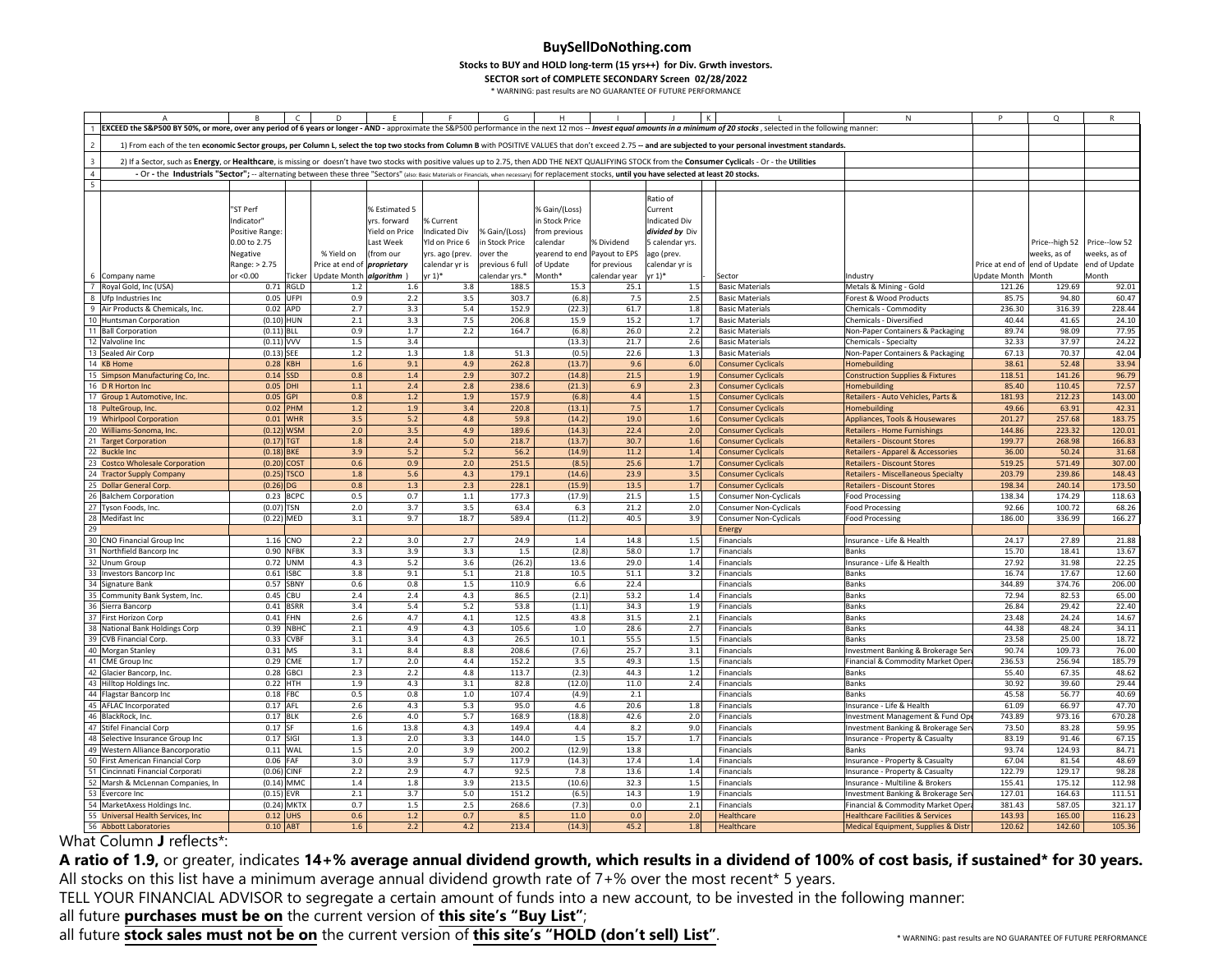# BuySellDoNothing.com

**Stocks to BUY and HOLD long-term (15 yrs++) for Div. Grwth investors.**

**SECTOR sort of COMPLETE SECONDARY Screen 02/28/2022**

* WARNING: past results are NO GUARANTEE OF FUTURE PERFORMANCE

| | A | B | C | D | E | F | G | H | I | J | K | L | N | P | Q | R |
|---|---|---|---|---|---|---|---|---|---|---|---|---|---|---|---|---|
| 1 | **EXCEED the S&P500 BY 50%, or more, over any period of 6 years or longer - AND -** approximate the S&P500 performance in the next 12 mos -- ***Invest equal amounts in a minimum of 20 stocks***, selected in the following manner: | | | | | | | | | | | | | | | |
| 2 | 1) From each of the ten **economic Sector groups, per Column L, select the top two stocks from Column B** with POSITIVE VALUES that don't exceed 2.75 -- **and are subjected to your personal investment standards.** | | | | | | | | | | | | | | | |
| 3 | 2) If a Sector, such as **Energy**, or **Healthcare**, is missing or doesn't have two stocks with positive values up to 2.75, then ADD THE NEXT QUALIFYING STOCK from the **Consumer Cyclical**s - Or - the **Utilities** | | | | | | | | | | | | | | | |
| 4 | **- Or - the Industrials "Sector";** -- alternating between these three "Sectors" (also: Basic Materials or Financials, when necessary) for replacement stocks, **until you have selected at least 20 stocks.** | | | | | | | | | | | | | | | |
| 5 | | | | | | | | | | | | | | | | |
| 6 | Company name | "ST Perf Indicator" Positive Range: 0.00 to 2.75 Negative Range: > 2.75 or <0.00 | Ticker | % Yield on Price at end of Update Month | % Estimated 5 yrs. forward Yield on Price Last Week (from our ***proprietary algorithm***) | % Current Indicated Div Yld on Price 6 yrs. ago (prev. calendar yr is yr 1)* | % Gain/(Loss) in Stock Price over the previous 6 full calendar yrs.* | % Gain/(Loss) in Stock Price from previous calendar yearend to end of Update Month* | % Dividend Payout to EPS for previous calendar year | Ratio of Current Indicated Div ***divided by*** Div 5 calendar yrs. ago (prev. calendar yr is yr 1)* | - | Sector | Industry | Price at end of Update Month | Price--high 52 weeks, as of end of Update Month | Price--low 52 weeks, as of end of Update Month |
| 7 | Royal Gold, Inc (USA) | 0.71 | RGLD | 1.2 | 1.6 | 3.8 | 188.5 | 15.3 | 25.1 | 1.5 | | Basic Materials | Metals & Mining - Gold | 121.26 | 129.69 | 92.01 |
| 8 | Ufp Industries Inc | 0.05 | UFPI | 0.9 | 2.2 | 3.5 | 303.7 | (6.8) | 7.5 | 2.5 | | Basic Materials | Forest & Wood Products | 85.75 | 94.80 | 60.47 |
| 9 | Air Products & Chemicals, Inc. | 0.02 | APD | 2.7 | 3.3 | 5.4 | 152.9 | (22.3) | 61.7 | 1.8 | | Basic Materials | Chemicals - Commodity | 236.30 | 316.39 | 228.44 |
| 10 | Huntsman Corporation | (0.10) | HUN | 2.1 | 3.3 | 7.5 | 206.8 | 15.9 | 15.2 | 1.7 | | Basic Materials | Chemicals - Diversified | 40.44 | 41.65 | 24.10 |
| 11 | Ball Corporation | (0.11) | BLL | 0.9 | 1.7 | 2.2 | 164.7 | (6.8) | 26.0 | 2.2 | | Basic Materials | Non-Paper Containers & Packaging | 89.74 | 98.09 | 77.95 |
| 12 | Valvoline Inc | (0.11) | VVV | 1.5 | 3.4 | | | (13.3) | 21.7 | 2.6 | | Basic Materials | Chemicals - Specialty | 32.33 | 37.97 | 24.22 |
| 13 | Sealed Air Corp | (0.13) | SEE | 1.2 | 1.3 | 1.8 | 51.3 | (0.5) | 22.6 | 1.3 | | Basic Materials | Non-Paper Containers & Packaging | 67.13 | 70.37 | 42.04 |
| 14 | KB Home | 0.28 | KBH | 1.6 | 9.1 | 4.9 | 262.8 | (13.7) | 9.6 | 6.0 | | Consumer Cyclicals | Homebuilding | 38.61 | 52.48 | 33.94 |
| 15 | Simpson Manufacturing Co, Inc. | 0.14 | SSD | 0.8 | 1.4 | 2.9 | 307.2 | (14.8) | 21.5 | 1.9 | | Consumer Cyclicals | Construction Supplies & Fixtures | 118.51 | 141.26 | 96.79 |
| 16 | D R Horton Inc | 0.05 | DHI | 1.1 | 2.4 | 2.8 | 238.6 | (21.3) | 6.9 | 2.3 | | Consumer Cyclicals | Homebuilding | 85.40 | 110.45 | 72.57 |
| 17 | Group 1 Automotive, Inc. | 0.05 | GPI | 0.8 | 1.2 | 1.9 | 157.9 | (6.8) | 4.4 | 1.5 | | Consumer Cyclicals | Retailers - Auto Vehicles, Parts & | 181.93 | 212.23 | 143.00 |
| 18 | PulteGroup, Inc. | 0.02 | PHM | 1.2 | 1.9 | 3.4 | 220.8 | (13.1) | 7.5 | 1.7 | | Consumer Cyclicals | Homebuilding | 49.66 | 63.91 | 42.31 |
| 19 | Whirlpool Corporation | 0.01 | WHR | 3.5 | 5.2 | 4.8 | 59.8 | (14.2) | 19.0 | 1.6 | | Consumer Cyclicals | Appliances, Tools & Housewares | 201.27 | 257.68 | 183.75 |
| 20 | Williams-Sonoma, Inc. | (0.12) | WSM | 2.0 | 3.5 | 4.9 | 189.6 | (14.3) | 22.4 | 2.0 | | Consumer Cyclicals | Retailers - Home Furnishings | 144.86 | 223.32 | 120.01 |
| 21 | Target Corporation | (0.17) | TGT | 1.8 | 2.4 | 5.0 | 218.7 | (13.7) | 30.7 | 1.6 | | Consumer Cyclicals | Retailers - Discount Stores | 199.77 | 268.98 | 166.83 |
| 22 | Buckle Inc | (0.18) | BKE | 3.9 | 5.2 | 5.2 | 56.2 | (14.9) | 11.2 | 1.4 | | Consumer Cyclicals | Retailers - Apparel & Accessories | 36.00 | 50.24 | 31.68 |
| 23 | Costco Wholesale Corporation | (0.20) | COST | 0.6 | 0.9 | 2.0 | 251.5 | (8.5) | 25.6 | 1.7 | | Consumer Cyclicals | Retailers - Discount Stores | 519.25 | 571.49 | 307.00 |
| 24 | Tractor Supply Company | (0.25) | TSCO | 1.8 | 5.6 | 4.3 | 179.1 | (14.6) | 23.9 | 3.5 | | Consumer Cyclicals | Retailers - Miscellaneous Specialty | 203.79 | 239.86 | 148.43 |
| 25 | Dollar General Corp. | (0.26) | DG | 0.8 | 1.3 | 2.3 | 228.1 | (15.9) | 13.5 | 1.7 | | Consumer Cyclicals | Retailers - Discount Stores | 198.34 | 240.14 | 173.50 |
| 26 | Balchem Corporation | 0.23 | BCPC | 0.5 | 0.7 | 1.1 | 177.3 | (17.9) | 21.5 | 1.5 | | Consumer Non-Cyclicals | Food Processing | 138.34 | 174.29 | 118.63 |
| 27 | Tyson Foods, Inc. | (0.07) | TSN | 2.0 | 3.7 | 3.5 | 63.4 | 6.3 | 21.2 | 2.0 | | Consumer Non-Cyclicals | Food Processing | 92.66 | 100.72 | 68.26 |
| 28 | Medifast Inc | (0.22) | MED | 3.1 | 9.7 | 18.7 | 589.4 | (11.2) | 40.5 | 3.9 | | Consumer Non-Cyclicals | Food Processing | 186.00 | 336.99 | 166.27 |
| 29 | | | | | | | | | | | | Energy | | | | |
| 30 | CNO Financial Group Inc | 1.16 | CNO | 2.2 | 3.0 | 2.7 | 24.9 | 1.4 | 14.8 | 1.5 | | Financials | Insurance - Life & Health | 24.17 | 27.89 | 21.88 |
| 31 | Northfield Bancorp Inc | 0.90 | NFBK | 3.3 | 3.9 | 3.3 | 1.5 | (2.8) | 58.0 | 1.7 | | Financials | Banks | 15.70 | 18.41 | 13.67 |
| 32 | Unum Group | 0.72 | UNM | 4.3 | 5.2 | 3.6 | (26.2) | 13.6 | 29.0 | 1.4 | | Financials | Insurance - Life & Health | 27.92 | 31.98 | 22.25 |
| 33 | Investors Bancorp Inc | 0.61 | ISBC | 3.8 | 9.1 | 5.1 | 21.8 | 10.5 | 51.1 | 3.2 | | Financials | Banks | 16.74 | 17.67 | 12.60 |
| 34 | Signature Bank | 0.57 | SBNY | 0.6 | 0.8 | 1.5 | 110.9 | 6.6 | 22.4 | | | Financials | Banks | 344.89 | 374.76 | 206.00 |
| 35 | Community Bank System, Inc. | 0.45 | CBU | 2.4 | 2.4 | 4.3 | 86.5 | (2.1) | 53.2 | 1.4 | | Financials | Banks | 72.94 | 82.53 | 65.00 |
| 36 | Sierra Bancorp | 0.41 | BSRR | 3.4 | 5.4 | 5.2 | 53.8 | (1.1) | 34.3 | 1.9 | | Financials | Banks | 26.84 | 29.42 | 22.40 |
| 37 | First Horizon Corp | 0.41 | FHN | 2.6 | 4.7 | 4.1 | 12.5 | 43.8 | 31.5 | 2.1 | | Financials | Banks | 23.48 | 24.24 | 14.67 |
| 38 | National Bank Holdings Corp | 0.39 | NBHC | 2.1 | 4.9 | 4.3 | 105.6 | 1.0 | 28.6 | 2.7 | | Financials | Banks | 44.38 | 48.24 | 34.11 |
| 39 | CVB Financial Corp. | 0.33 | CVBF | 3.1 | 3.4 | 4.3 | 26.5 | 10.1 | 55.5 | 1.5 | | Financials | Banks | 23.58 | 25.00 | 18.72 |
| 40 | Morgan Stanley | 0.31 | MS | 3.1 | 8.4 | 8.8 | 208.6 | (7.6) | 25.7 | 3.1 | | Financials | Investment Banking & Brokerage Serv | 90.74 | 109.73 | 76.00 |
| 41 | CME Group Inc | 0.29 | CME | 1.7 | 2.0 | 4.4 | 152.2 | 3.5 | 49.3 | 1.5 | | Financials | Financial & Commodity Market Opera | 236.53 | 256.94 | 185.79 |
| 42 | Glacier Bancorp, Inc. | 0.28 | GBCI | 2.3 | 2.2 | 4.8 | 113.7 | (2.3) | 44.3 | 1.2 | | Financials | Banks | 55.40 | 67.35 | 48.62 |
| 43 | Hilltop Holdings Inc. | 0.22 | HTH | 1.9 | 4.3 | 3.1 | 82.8 | (12.0) | 11.0 | 2.4 | | Financials | Banks | 30.92 | 39.60 | 29.44 |
| 44 | Flagstar Bancorp Inc | 0.18 | FBC | 0.5 | 0.8 | 1.0 | 107.4 | (4.9) | 2.1 | | | Financials | Banks | 45.58 | 56.77 | 40.69 |
| 45 | AFLAC Incorporated | 0.17 | AFL | 2.6 | 4.3 | 5.3 | 95.0 | 4.6 | 20.6 | 1.8 | | Financials | Insurance - Life & Health | 61.09 | 66.97 | 47.70 |
| 46 | BlackRock, Inc. | 0.17 | BLK | 2.6 | 4.0 | 5.7 | 168.9 | (18.8) | 42.6 | 2.0 | | Financials | Investment Management & Fund Ope | 743.89 | 973.16 | 670.28 |
| 47 | Stifel Financial Corp | 0.17 | SF | 1.6 | 13.8 | 4.3 | 149.4 | 4.4 | 8.2 | 9.0 | | Financials | Investment Banking & Brokerage Serv | 73.50 | 83.28 | 59.95 |
| 48 | Selective Insurance Group Inc | 0.17 | SIGI | 1.3 | 2.0 | 3.3 | 144.0 | 1.5 | 15.7 | 1.7 | | Financials | Insurance - Property & Casualty | 83.19 | 91.46 | 67.15 |
| 49 | Western Alliance Bancorporatio | 0.11 | WAL | 1.5 | 2.0 | 3.9 | 200.2 | (12.9) | 13.8 | | | Financials | Banks | 93.74 | 124.93 | 84.71 |
| 50 | First American Financial Corp | 0.06 | FAF | 3.0 | 3.9 | 5.7 | 117.9 | (14.3) | 17.4 | 1.4 | | Financials | Insurance - Property & Casualty | 67.04 | 81.54 | 48.69 |
| 51 | Cincinnati Financial Corporati | (0.06) | CINF | 2.2 | 2.9 | 4.7 | 92.5 | 7.8 | 13.6 | 1.4 | | Financials | Insurance - Property & Casualty | 122.79 | 129.17 | 98.28 |
| 52 | Marsh & McLennan Companies, In | (0.14) | MMC | 1.4 | 1.8 | 3.9 | 213.5 | (10.6) | 32.3 | 1.5 | | Financials | Insurance - Multiline & Brokers | 155.41 | 175.12 | 112.98 |
| 53 | Evercore Inc | (0.15) | EVR | 2.1 | 3.7 | 5.0 | 151.2 | (6.5) | 14.3 | 1.9 | | Financials | Investment Banking & Brokerage Serv | 127.01 | 164.63 | 111.51 |
| 54 | MarketAxess Holdings Inc. | (0.24) | MKTX | 0.7 | 1.5 | 2.5 | 268.6 | (7.3) | 0.0 | 2.1 | | Financials | Financial & Commodity Market Opera | 381.43 | 587.05 | 321.17 |
| 55 | Universal Health Services, Inc | 0.12 | UHS | 0.6 | 1.2 | 0.7 | 8.5 | 11.0 | 0.0 | 2.0 | | Healthcare | Healthcare Facilities & Services | 143.93 | 165.00 | 116.23 |
| 56 | Abbott Laboratories | 0.10 | ABT | 1.6 | 2.2 | 4.2 | 213.4 | (14.3) | 45.2 | 1.8 | | Healthcare | Medical Equipment, Supplies & Distr | 120.62 | 142.60 | 105.36 |

What Column **J** reflects*:

**A ratio of 1.9,** or greater, indicates **14+% average annual dividend growth, which results in a dividend of 100% of cost basis, if sustained* for 30 years.**

All stocks on this list have a minimum average annual dividend growth rate of 7+% over the most recent* 5 years.

TELL YOUR FINANCIAL ADVISOR to segregate a certain amount of funds into a new account, to be invested in the following manner:

all future **purchases must be on** the current version of **this site's "Buy List"**;

all future **stock sales must not be on** the current version of **this site's "HOLD (don't sell) List"**.

* WARNING: past results are NO GUARANTEE OF FUTURE PERFORMANCE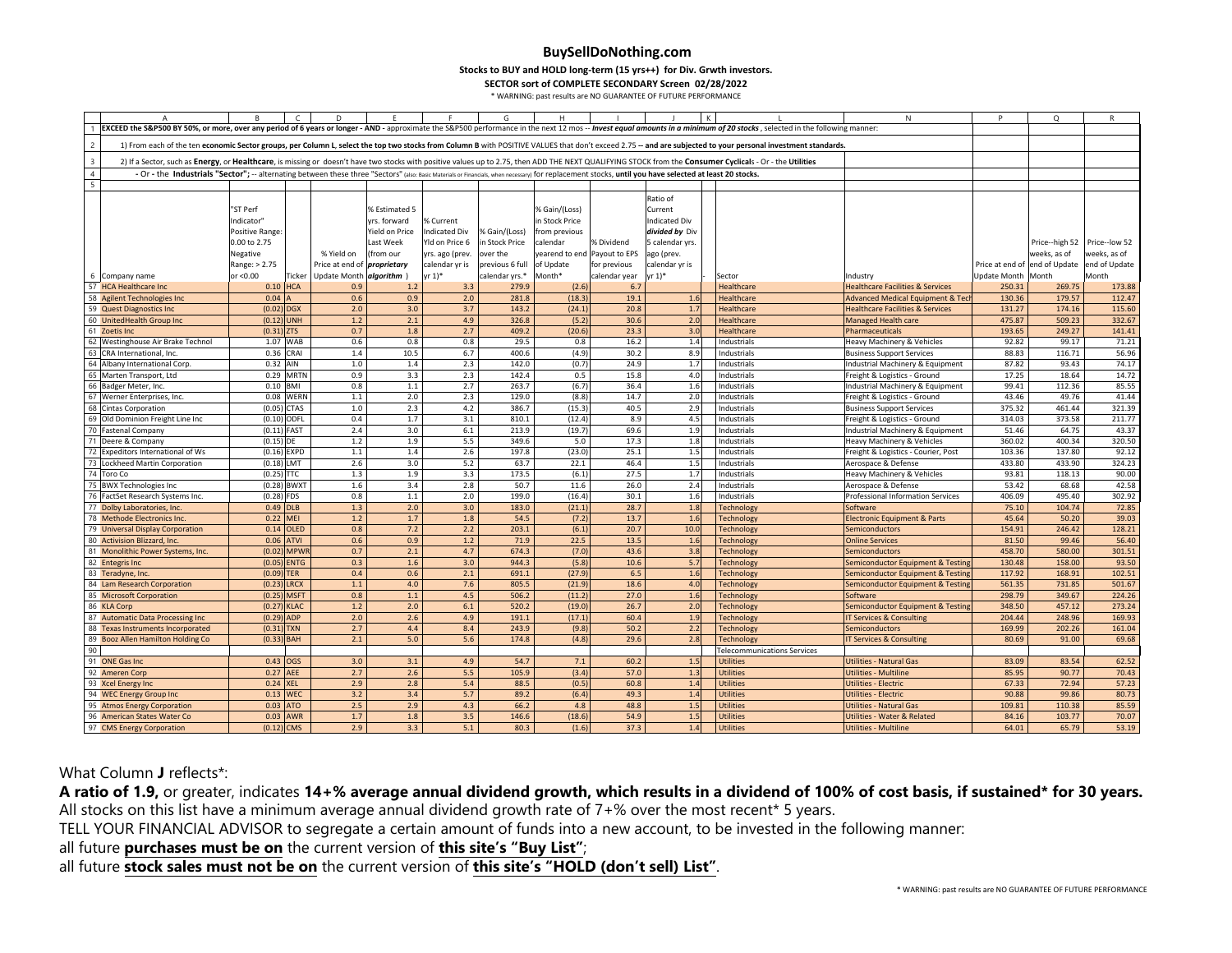# BuySellDoNothing.com

**Stocks to BUY and HOLD long-term (15 yrs++) for Div. Grwth investors.**

**SECTOR sort of COMPLETE SECONDARY Screen 02/28/2022**

\* WARNING: past results are NO GUARANTEE OF FUTURE PERFORMANCE

| | A | B | C | D | E | F | G | H | I | J | K | L | N | P | Q | R |
|---|---|---|---|---|---|---|---|---|---|---|---|---|---|---|---|---|
| 1 | **EXCEED the S&P500 BY 50%, or more, over any period of 6 years or longer - AND -** approximate the S&P500 performance in the next 12 mos -- ***Invest equal amounts in a minimum of 20 stocks***, selected in the following manner: | | | | | | | | | | | | | | | |
| 2 | 1) From each of the ten **economic Sector groups, per Column L, select the top two stocks from Column B** with POSITIVE VALUES that don't exceed 2.75 -- **and are subjected to your personal investment standards.** | | | | | | | | | | | | | | | |
| 3 | 2) If a Sector, such as **Energy**, or **Healthcare**, is missing or doesn't have two stocks with positive values up to 2.75, then ADD THE NEXT QUALIFYING STOCK from the **Consumer Cyclical**s - Or - the **Utilities** | | | | | | | | | | | | | | | |
| 4 | **- Or - the Industrials "Sector";** -- alternating between these three "Sectors" (also: Basic Materials or Financials, when necessary) for replacement stocks, **until you have selected at least 20 stocks.** | | | | | | | | | | | | | | | |
| 5 | | | | | | | | | | | | | | | | |
| 6 | Company name | "ST Perf Indicator" Positive Range: 0.00 to 2.75 Negative Range: > 2.75 or <0.00 | Ticker | % Yield on Price at end of Update Month | % Estimated 5 yrs. forward Yield on Price Last Week (from our ***proprietary algorithm***) | % Current Indicated Div Yld on Price 6 yrs. ago (prev. calendar yr is yr 1)* | % Gain/(Loss) in Stock Price over the previous 6 full calendar yrs.* | % Gain/(Loss) in Stock Price calendar from previous yearend to end of Update Month* | % Dividend Payout to EPS for previous calendar year | Ratio of Current Indicated Div ***divided by*** Div 5 calendar yrs. ago (prev. calendar yr is yr 1)* | - | Sector | Industry | Price at end of Update Month | Price--high 52 weeks, as of end of Update Month | Price--low 52 weeks, as of end of Update Month |
| 57 | HCA Healthcare Inc | 0.10 | HCA | 0.9 | 1.2 | 3.3 | 279.9 | (2.6) | 6.7 | | | Healthcare | Healthcare Facilities & Services | 250.31 | 269.75 | 173.88 |
| 58 | Agilent Technologies Inc | 0.04 | A | 0.6 | 0.9 | 2.0 | 281.8 | (18.3) | 19.1 | 1.6 | | Healthcare | Advanced Medical Equipment & Tech | 130.36 | 179.57 | 112.47 |
| 59 | Quest Diagnostics Inc | (0.02) | DGX | 2.0 | 3.0 | 3.7 | 143.2 | (24.1) | 20.8 | 1.7 | | Healthcare | Healthcare Facilities & Services | 131.27 | 174.16 | 115.60 |
| 60 | UnitedHealth Group Inc | (0.12) | UNH | 1.2 | 2.1 | 4.9 | 326.8 | (5.2) | 30.6 | 2.0 | | Healthcare | Managed Health care | 475.87 | 509.23 | 332.67 |
| 61 | Zoetis Inc | (0.31) | ZTS | 0.7 | 1.8 | 2.7 | 409.2 | (20.6) | 23.3 | 3.0 | | Healthcare | Pharmaceuticals | 193.65 | 249.27 | 141.41 |
| 62 | Westinghouse Air Brake Technol | 1.07 | WAB | 0.6 | 0.8 | 0.8 | 29.5 | 0.8 | 16.2 | 1.4 | | Industrials | Heavy Machinery & Vehicles | 92.82 | 99.17 | 71.21 |
| 63 | CRA International, Inc. | 0.36 | CRAI | 1.4 | 10.5 | 6.7 | 400.6 | (4.9) | 30.2 | 8.9 | | Industrials | Business Support Services | 88.83 | 116.71 | 56.96 |
| 64 | Albany International Corp. | 0.32 | AIN | 1.0 | 1.4 | 2.3 | 142.0 | (0.7) | 24.9 | 1.7 | | Industrials | Industrial Machinery & Equipment | 87.82 | 93.43 | 74.17 |
| 65 | Marten Transport, Ltd | 0.29 | MRTN | 0.9 | 3.3 | 2.3 | 142.4 | 0.5 | 15.8 | 4.0 | | Industrials | Freight & Logistics - Ground | 17.25 | 18.64 | 14.72 |
| 66 | Badger Meter, Inc. | 0.10 | BMI | 0.8 | 1.1 | 2.7 | 263.7 | (6.7) | 36.4 | 1.6 | | Industrials | Industrial Machinery & Equipment | 99.41 | 112.36 | 85.55 |
| 67 | Werner Enterprises, Inc. | 0.08 | WERN | 1.1 | 2.0 | 2.3 | 129.0 | (8.8) | 14.7 | 2.0 | | Industrials | Freight & Logistics - Ground | 43.46 | 49.76 | 41.44 |
| 68 | Cintas Corporation | (0.05) | CTAS | 1.0 | 2.3 | 4.2 | 386.7 | (15.3) | 40.5 | 2.9 | | Industrials | Business Support Services | 375.32 | 461.44 | 321.39 |
| 69 | Old Dominion Freight Line Inc | (0.10) | ODFL | 0.4 | 1.7 | 3.1 | 810.1 | (12.4) | 8.9 | 4.5 | | Industrials | Freight & Logistics - Ground | 314.03 | 373.58 | 211.77 |
| 70 | Fastenal Company | (0.11) | FAST | 2.4 | 3.0 | 6.1 | 213.9 | (19.7) | 69.6 | 1.9 | | Industrials | Industrial Machinery & Equipment | 51.46 | 64.75 | 43.37 |
| 71 | Deere & Company | (0.15) | DE | 1.2 | 1.9 | 5.5 | 349.6 | 5.0 | 17.3 | 1.8 | | Industrials | Heavy Machinery & Vehicles | 360.02 | 400.34 | 320.50 |
| 72 | Expeditors International of Ws | (0.16) | EXPD | 1.1 | 1.4 | 2.6 | 197.8 | (23.0) | 25.1 | 1.5 | | Industrials | Freight & Logistics - Courier, Post | 103.36 | 137.80 | 92.12 |
| 73 | Lockheed Martin Corporation | (0.18) | LMT | 2.6 | 3.0 | 5.2 | 63.7 | 22.1 | 46.4 | 1.5 | | Industrials | Aerospace & Defense | 433.80 | 433.90 | 324.23 |
| 74 | Toro Co | (0.25) | TTC | 1.3 | 1.9 | 3.3 | 173.5 | (6.1) | 27.5 | 1.7 | | Industrials | Heavy Machinery & Vehicles | 93.81 | 118.13 | 90.00 |
| 75 | BWX Technologies Inc | (0.28) | BWXT | 1.6 | 3.4 | 2.8 | 50.7 | 11.6 | 26.0 | 2.4 | | Industrials | Aerospace & Defense | 53.42 | 68.68 | 42.58 |
| 76 | FactSet Research Systems Inc. | (0.28) | FDS | 0.8 | 1.1 | 2.0 | 199.0 | (16.4) | 30.1 | 1.6 | | Industrials | Professional Information Services | 406.09 | 495.40 | 302.92 |
| 77 | Dolby Laboratories, Inc. | 0.49 | DLB | 1.3 | 2.0 | 3.0 | 183.0 | (21.1) | 28.7 | 1.8 | | Technology | Software | 75.10 | 104.74 | 72.85 |
| 78 | Methode Electronics Inc. | 0.22 | MEI | 1.2 | 1.7 | 1.8 | 54.5 | (7.2) | 13.7 | 1.6 | | Technology | Electronic Equipment & Parts | 45.64 | 50.20 | 39.03 |
| 79 | Universal Display Corporation | 0.14 | OLED | 0.8 | 7.2 | 2.2 | 203.1 | (6.1) | 20.7 | 10.0 | | Technology | Semiconductors | 154.91 | 246.42 | 128.21 |
| 80 | Activision Blizzard, Inc. | 0.06 | ATVI | 0.6 | 0.9 | 1.2 | 71.9 | 22.5 | 13.5 | 1.6 | | Technology | Online Services | 81.50 | 99.46 | 56.40 |
| 81 | Monolithic Power Systems, Inc. | (0.02) | MPWR | 0.7 | 2.1 | 4.7 | 674.3 | (7.0) | 43.6 | 3.8 | | Technology | Semiconductors | 458.70 | 580.00 | 301.51 |
| 82 | Entegris Inc | (0.05) | ENTG | 0.3 | 1.6 | 3.0 | 944.3 | (5.8) | 10.6 | 5.7 | | Technology | Semiconductor Equipment & Testing | 130.48 | 158.00 | 93.50 |
| 83 | Teradyne, Inc. | (0.09) | TER | 0.4 | 0.6 | 2.1 | 691.1 | (27.9) | 6.5 | 1.6 | | Technology | Semiconductor Equipment & Testing | 117.92 | 168.91 | 102.51 |
| 84 | Lam Research Corporation | (0.23) | LRCX | 1.1 | 4.0 | 7.6 | 805.5 | (21.9) | 18.6 | 4.0 | | Technology | Semiconductor Equipment & Testing | 561.35 | 731.85 | 501.67 |
| 85 | Microsoft Corporation | (0.25) | MSFT | 0.8 | 1.1 | 4.5 | 506.2 | (11.2) | 27.0 | 1.6 | | Technology | Software | 298.79 | 349.67 | 224.26 |
| 86 | KLA Corp | (0.27) | KLAC | 1.2 | 2.0 | 6.1 | 520.2 | (19.0) | 26.7 | 2.0 | | Technology | Semiconductor Equipment & Testing | 348.50 | 457.12 | 273.24 |
| 87 | Automatic Data Processing Inc | (0.29) | ADP | 2.0 | 2.6 | 4.9 | 191.1 | (17.1) | 60.4 | 1.9 | | Technology | IT Services & Consulting | 204.44 | 248.96 | 169.93 |
| 88 | Texas Instruments Incorporated | (0.31) | TXN | 2.7 | 4.4 | 8.4 | 243.9 | (9.8) | 50.2 | 2.2 | | Technology | Semiconductors | 169.99 | 202.26 | 161.04 |
| 89 | Booz Allen Hamilton Holding Co | (0.33) | BAH | 2.1 | 5.0 | 5.6 | 174.8 | (4.8) | 29.6 | 2.8 | | Technology | IT Services & Consulting | 80.69 | 91.00 | 69.68 |
| 90 | | | | | | | | | | | | Telecommunications Services | | | | |
| 91 | ONE Gas Inc | 0.43 | OGS | 3.0 | 3.1 | 4.9 | 54.7 | 7.1 | 60.2 | 1.5 | | Utilities | Utilities - Natural Gas | 83.09 | 83.54 | 62.52 |
| 92 | Ameren Corp | 0.27 | AEE | 2.7 | 2.6 | 5.5 | 105.9 | (3.4) | 57.0 | 1.3 | | Utilities | Utilities - Multiline | 85.95 | 90.77 | 70.43 |
| 93 | Xcel Energy Inc | 0.24 | XEL | 2.9 | 2.8 | 5.4 | 88.5 | (0.5) | 60.8 | 1.4 | | Utilities | Utilities - Electric | 67.33 | 72.94 | 57.23 |
| 94 | WEC Energy Group Inc | 0.13 | WEC | 3.2 | 3.4 | 5.7 | 89.2 | (6.4) | 49.3 | 1.4 | | Utilities | Utilities - Electric | 90.88 | 99.86 | 80.73 |
| 95 | Atmos Energy Corporation | 0.03 | ATO | 2.5 | 2.9 | 4.3 | 66.2 | 4.8 | 48.8 | 1.5 | | Utilities | Utilities - Natural Gas | 109.81 | 110.38 | 85.59 |
| 96 | American States Water Co | 0.03 | AWR | 1.7 | 1.8 | 3.5 | 146.6 | (18.6) | 54.9 | 1.5 | | Utilities | Utilities - Water & Related | 84.16 | 103.77 | 70.07 |
| 97 | CMS Energy Corporation | (0.12) | CMS | 2.9 | 3.3 | 5.1 | 80.3 | (1.6) | 37.3 | 1.4 | | Utilities | Utilities - Multiline | 64.01 | 65.79 | 53.19 |

What Column **J** reflects*:

**A ratio of 1.9,** or greater, indicates **14+% average annual dividend growth, which results in a dividend of 100% of cost basis, if sustained* for 30 years.**

All stocks on this list have a minimum average annual dividend growth rate of 7+% over the most recent* 5 years.

TELL YOUR FINANCIAL ADVISOR to segregate a certain amount of funds into a new account, to be invested in the following manner:

all future **purchases must be on** the current version of **this site's "Buy List"**;

all future **stock sales must not be on** the current version of **this site's "HOLD (don't sell) List"**.

\* WARNING: past results are NO GUARANTEE OF FUTURE PERFORMANCE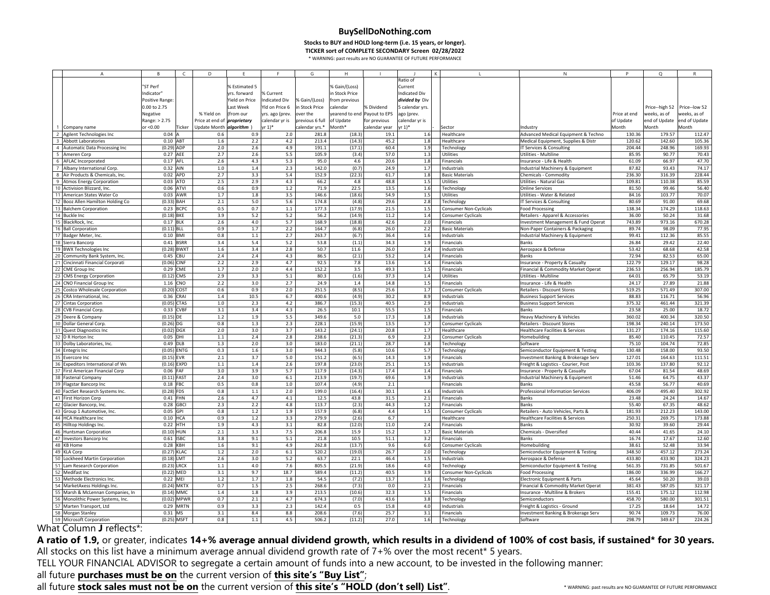# BuySellDoNothing.com

**Stocks to BUY and HOLD long-term (i.e. 15 years, or longer).**

**TICKER sort of COMPLETE SECONDARY Screen 02/28/2022**

\* WARNING: past results are NO GUARANTEE OF FUTURE PERFORMANCE

| | A | B | C | D | E | F | G | H | I | J | K | L | N | P | Q | R |
|---|---|---|---|---|---|---|---|---|---|---|---|---|---|---|---|---|
| 1 | Company name | "ST Perf Indicator" Positive Range: 0.00 to 2.75 Negative Range: > 2.75 or <0.00 | Ticker | % Yield on Price at end of Update Month | % Estimated 5 yrs. forward Yield on Price Last Week (from our *proprietary algorithm* ) | % Current Indicated Div Yld on Price 6 yrs. ago (prev. calendar yr is yr 1)* | % Gain/(Loss) over the previous 6 full calendar yrs.* | % Gain/(Loss) in Stock Price from previous calendar yearend to end of Update Month* | % Dividend Payout to EPS for previous calendar year | Ratio of Current Indicated Div *divided by* Div 5 calendar yrs. ago (prev. calendar yr is yr 1)* | - | Sector | Industry | Price at end of Update Month | Price--high 52 weeks, as of end of Update Month | Price--low 52 weeks, as of end of Update Month |
| 2 | Agilent Technologies Inc | 0.04 | A | 0.6 | 0.9 | 2.0 | 281.8 | (18.3) | 19.1 | 1.6 | | Healthcare | Advanced Medical Equipment & Techno | 130.36 | 179.57 | 112.47 |
| 3 | Abbott Laboratories | 0.10 | ABT | 1.6 | 2.2 | 4.2 | 213.4 | (14.3) | 45.2 | 1.8 | | Healthcare | Medical Equipment, Supplies & Distr | 120.62 | 142.60 | 105.36 |
| 4 | Automatic Data Processing Inc | (0.29) | ADP | 2.0 | 2.6 | 4.9 | 191.1 | (17.1) | 60.4 | 1.9 | | Technology | IT Services & Consulting | 204.44 | 248.96 | 169.93 |
| 5 | Ameren Corp | 0.27 | AEE | 2.7 | 2.6 | 5.5 | 105.9 | (3.4) | 57.0 | 1.3 | | Utilities | Utilities - Multiline | 85.95 | 90.77 | 70.43 |
| 6 | AFLAC Incorporated | 0.17 | AFL | 2.6 | 4.3 | 5.3 | 95.0 | 4.6 | 20.6 | 1.8 | | Financials | Insurance - Life & Health | 61.09 | 66.97 | 47.70 |
| 7 | Albany International Corp. | 0.32 | AIN | 1.0 | 1.4 | 2.3 | 142.0 | (0.7) | 24.9 | 1.7 | | Industrials | Industrial Machinery & Equipment | 87.82 | 93.43 | 74.17 |
| 8 | Air Products & Chemicals, Inc. | 0.02 | APD | 2.7 | 3.3 | 5.4 | 152.9 | (22.3) | 61.7 | 1.8 | | Basic Materials | Chemicals - Commodity | 236.30 | 316.39 | 228.44 |
| 9 | Atmos Energy Corporation | 0.03 | ATO | 2.5 | 2.9 | 4.3 | 66.2 | 4.8 | 48.8 | 1.5 | | Utilities | Utilities - Natural Gas | 109.81 | 110.38 | 85.59 |
| 10 | Activision Blizzard, Inc. | 0.06 | ATVI | 0.6 | 0.9 | 1.2 | 71.9 | 22.5 | 13.5 | 1.6 | | Technology | Online Services | 81.50 | 99.46 | 56.40 |
| 11 | American States Water Co | 0.03 | AWR | 1.7 | 1.8 | 3.5 | 146.6 | (18.6) | 54.9 | 1.5 | | Utilities | Utilities - Water & Related | 84.16 | 103.77 | 70.07 |
| 12 | Booz Allen Hamilton Holding Co | (0.33) | BAH | 2.1 | 5.0 | 5.6 | 174.8 | (4.8) | 29.6 | 2.8 | | Technology | IT Services & Consulting | 80.69 | 91.00 | 69.68 |
| 13 | Balchem Corporation | 0.23 | BCPC | 0.5 | 0.7 | 1.1 | 177.3 | (17.9) | 21.5 | 1.5 | | Consumer Non-Cyclicals | Food Processing | 138.34 | 174.29 | 118.63 |
| 14 | Buckle Inc | (0.18) | BKE | 3.9 | 5.2 | 5.2 | 56.2 | (14.9) | 11.2 | 1.4 | | Consumer Cyclicals | Retailers - Apparel & Accessories | 36.00 | 50.24 | 31.68 |
| 15 | BlackRock, Inc. | 0.17 | BLK | 2.6 | 4.0 | 5.7 | 168.9 | (18.8) | 42.6 | 2.0 | | Financials | Investment Management & Fund Operat | 743.89 | 973.16 | 670.28 |
| 16 | Ball Corporation | (0.11) | BLL | 0.9 | 1.7 | 2.2 | 164.7 | (6.8) | 26.0 | 2.2 | | Basic Materials | Non-Paper Containers & Packaging | 89.74 | 98.09 | 77.95 |
| 17 | Badger Meter, Inc. | 0.10 | BMI | 0.8 | 1.1 | 2.7 | 263.7 | (6.7) | 36.4 | 1.6 | | Industrials | Industrial Machinery & Equipment | 99.41 | 112.36 | 85.55 |
| 18 | Sierra Bancorp | 0.41 | BSRR | 3.4 | 5.4 | 5.2 | 53.8 | (1.1) | 34.3 | 1.9 | | Financials | Banks | 26.84 | 29.42 | 22.40 |
| 19 | BWX Technologies Inc | (0.28) | BWXT | 1.6 | 3.4 | 2.8 | 50.7 | 11.6 | 26.0 | 2.4 | | Industrials | Aerospace & Defense | 53.42 | 68.68 | 42.58 |
| 20 | Community Bank System, Inc. | 0.45 | CBU | 2.4 | 2.4 | 4.3 | 86.5 | (2.1) | 53.2 | 1.4 | | Financials | Banks | 72.94 | 82.53 | 65.00 |
| 21 | Cincinnati Financial Corporati | (0.06) | CINF | 2.2 | 2.9 | 4.7 | 92.5 | 7.8 | 13.6 | 1.4 | | Financials | Insurance - Property & Casualty | 122.79 | 129.17 | 98.28 |
| 22 | CME Group Inc | 0.29 | CME | 1.7 | 2.0 | 4.4 | 152.2 | 3.5 | 49.3 | 1.5 | | Financials | Financial & Commodity Market Operat | 236.53 | 256.94 | 185.79 |
| 23 | CMS Energy Corporation | (0.12) | CMS | 2.9 | 3.3 | 5.1 | 80.3 | (1.6) | 37.3 | 1.4 | | Utilities | Utilities - Multiline | 64.01 | 65.79 | 53.19 |
| 24 | CNO Financial Group Inc | 1.16 | CNO | 2.2 | 3.0 | 2.7 | 24.9 | 1.4 | 14.8 | 1.5 | | Financials | Insurance - Life & Health | 24.17 | 27.89 | 21.88 |
| 25 | Costco Wholesale Corporation | (0.20) | COST | 0.6 | 0.9 | 2.0 | 251.5 | (8.5) | 25.6 | 1.7 | | Consumer Cyclicals | Retailers - Discount Stores | 519.25 | 571.49 | 307.00 |
| 26 | CRA International, Inc. | 0.36 | CRAI | 1.4 | 10.5 | 6.7 | 400.6 | (4.9) | 30.2 | 8.9 | | Industrials | Business Support Services | 88.83 | 116.71 | 56.96 |
| 27 | Cintas Corporation | (0.05) | CTAS | 1.0 | 2.3 | 4.2 | 386.7 | (15.3) | 40.5 | 2.9 | | Industrials | Business Support Services | 375.32 | 461.44 | 321.39 |
| 28 | CVB Financial Corp. | 0.33 | CVBF | 3.1 | 3.4 | 4.3 | 26.5 | 10.1 | 55.5 | 1.5 | | Financials | Banks | 23.58 | 25.00 | 18.72 |
| 29 | Deere & Company | (0.15) | DE | 1.2 | 1.9 | 5.5 | 349.6 | 5.0 | 17.3 | 1.8 | | Industrials | Heavy Machinery & Vehicles | 360.02 | 400.34 | 320.50 |
| 30 | Dollar General Corp. | (0.26) | DG | 0.8 | 1.3 | 2.3 | 228.1 | (15.9) | 13.5 | 1.7 | | Consumer Cyclicals | Retailers - Discount Stores | 198.34 | 240.14 | 173.50 |
| 31 | Quest Diagnostics Inc | (0.02) | DGX | 2.0 | 3.0 | 3.7 | 143.2 | (24.1) | 20.8 | 1.7 | | Healthcare | Healthcare Facilities & Services | 131.27 | 174.16 | 115.60 |
| 32 | D R Horton Inc | 0.05 | DHI | 1.1 | 2.4 | 2.8 | 238.6 | (21.3) | 6.9 | 2.3 | | Consumer Cyclicals | Homebuilding | 85.40 | 110.45 | 72.57 |
| 33 | Dolby Laboratories, Inc. | 0.49 | DLB | 1.3 | 2.0 | 3.0 | 183.0 | (21.1) | 28.7 | 1.8 | | Technology | Software | 75.10 | 104.74 | 72.85 |
| 34 | Entegris Inc | (0.05) | ENTG | 0.3 | 1.6 | 3.0 | 944.3 | (5.8) | 10.6 | 5.7 | | Technology | Semiconductor Equipment & Testing | 130.48 | 158.00 | 93.50 |
| 35 | Evercore Inc | (0.15) | EVR | 2.1 | 3.7 | 5.0 | 151.2 | (6.5) | 14.3 | 1.9 | | Financials | Investment Banking & Brokerage Serv | 127.01 | 164.63 | 111.51 |
| 36 | Expeditors International of Ws | (0.16) | EXPD | 1.1 | 1.4 | 2.6 | 197.8 | (23.0) | 25.1 | 1.5 | | Industrials | Freight & Logistics - Courier, Post | 103.36 | 137.80 | 92.12 |
| 37 | First American Financial Corp | 0.06 | FAF | 3.0 | 3.9 | 5.7 | 117.9 | (14.3) | 17.4 | 1.4 | | Financials | Insurance - Property & Casualty | 67.04 | 81.54 | 48.69 |
| 38 | Fastenal Company | (0.11) | FAST | 2.4 | 3.0 | 6.1 | 213.9 | (19.7) | 69.6 | 1.9 | | Industrials | Industrial Machinery & Equipment | 51.46 | 64.75 | 43.37 |
| 39 | Flagstar Bancorp Inc | 0.18 | FBC | 0.5 | 0.8 | 1.0 | 107.4 | (4.9) | 2.1 | | | Financials | Banks | 45.58 | 56.77 | 40.69 |
| 40 | FactSet Research Systems Inc. | (0.28) | FDS | 0.8 | 1.1 | 2.0 | 199.0 | (16.4) | 30.1 | 1.6 | | Industrials | Professional Information Services | 406.09 | 495.40 | 302.92 |
| 41 | First Horizon Corp | 0.41 | FHN | 2.6 | 4.7 | 4.1 | 12.5 | 43.8 | 31.5 | 2.1 | | Financials | Banks | 23.48 | 24.24 | 14.67 |
| 42 | Glacier Bancorp, Inc. | 0.28 | GBCI | 2.3 | 2.2 | 4.8 | 113.7 | (2.3) | 44.3 | 1.2 | | Financials | Banks | 55.40 | 67.35 | 48.62 |
| 43 | Group 1 Automotive, Inc. | 0.05 | GPI | 0.8 | 1.2 | 1.9 | 157.9 | (6.8) | 4.4 | 1.5 | | Consumer Cyclicals | Retailers - Auto Vehicles, Parts & | 181.93 | 212.23 | 143.00 |
| 44 | HCA Healthcare Inc | 0.10 | HCA | 0.9 | 1.2 | 3.3 | 279.9 | (2.6) | 6.7 | | | Healthcare | Healthcare Facilities & Services | 250.31 | 269.75 | 173.88 |
| 45 | Hilltop Holdings Inc. | 0.22 | HTH | 1.9 | 4.3 | 3.1 | 82.8 | (12.0) | 11.0 | 2.4 | | Financials | Banks | 30.92 | 39.60 | 29.44 |
| 46 | Huntsman Corporation | (0.10) | HUN | 2.1 | 3.3 | 7.5 | 206.8 | 15.9 | 15.2 | 1.7 | | Basic Materials | Chemicals - Diversified | 40.44 | 41.65 | 24.10 |
| 47 | Investors Bancorp Inc | 0.61 | ISBC | 3.8 | 9.1 | 5.1 | 21.8 | 10.5 | 51.1 | 3.2 | | Financials | Banks | 16.74 | 17.67 | 12.60 |
| 48 | KB Home | 0.28 | KBH | 1.6 | 9.1 | 4.9 | 262.8 | (13.7) | 9.6 | 6.0 | | Consumer Cyclicals | Homebuilding | 38.61 | 52.48 | 33.94 |
| 49 | KLA Corp | (0.27) | KLAC | 1.2 | 2.0 | 6.1 | 520.2 | (19.0) | 26.7 | 2.0 | | Technology | Semiconductor Equipment & Testing | 348.50 | 457.12 | 273.24 |
| 50 | Lockheed Martin Corporation | (0.18) | LMT | 2.6 | 3.0 | 5.2 | 63.7 | 22.1 | 46.4 | 1.5 | | Industrials | Aerospace & Defense | 433.80 | 433.90 | 324.23 |
| 51 | Lam Research Corporation | (0.23) | LRCX | 1.1 | 4.0 | 7.6 | 805.5 | (21.9) | 18.6 | 4.0 | | Technology | Semiconductor Equipment & Testing | 561.35 | 731.85 | 501.67 |
| 52 | Medifast Inc | (0.22) | MED | 3.1 | 9.7 | 18.7 | 589.4 | (11.2) | 40.5 | 3.9 | | Consumer Non-Cyclicals | Food Processing | 186.00 | 336.99 | 166.27 |
| 53 | Methode Electronics Inc. | 0.22 | MEI | 1.2 | 1.7 | 1.8 | 54.5 | (7.2) | 13.7 | 1.6 | | Technology | Electronic Equipment & Parts | 45.64 | 50.20 | 39.03 |
| 54 | MarketAxess Holdings Inc. | (0.24) | MKTX | 0.7 | 1.5 | 2.5 | 268.6 | (7.3) | 0.0 | 2.1 | | Financials | Financial & Commodity Market Operat | 381.43 | 587.05 | 321.17 |
| 55 | Marsh & McLennan Companies, In | (0.14) | MMC | 1.4 | 1.8 | 3.9 | 213.5 | (10.6) | 32.3 | 1.5 | | Financials | Insurance - Multiline & Brokers | 155.41 | 175.12 | 112.98 |
| 56 | Monolithic Power Systems, Inc. | (0.02) | MPWR | 0.7 | 2.1 | 4.7 | 674.3 | (7.0) | 43.6 | 3.8 | | Technology | Semiconductors | 458.70 | 580.00 | 301.51 |
| 57 | Marten Transport, Ltd | 0.29 | MRTN | 0.9 | 3.3 | 2.3 | 142.4 | 0.5 | 15.8 | 4.0 | | Industrials | Freight & Logistics - Ground | 17.25 | 18.64 | 14.72 |
| 58 | Morgan Stanley | 0.31 | MS | 3.1 | 8.4 | 8.8 | 208.6 | (7.6) | 25.7 | 3.1 | | Financials | Investment Banking & Brokerage Serv | 90.74 | 109.73 | 76.00 |
| 59 | Microsoft Corporation | (0.25) | MSFT | 0.8 | 1.1 | 4.5 | 506.2 | (11.2) | 27.0 | 1.6 | | Technology | Software | 298.79 | 349.67 | 224.26 |

What Column **J** reflects*:

**A ratio of 1.9,** or greater, indicates **14+% average annual dividend growth, which results in a dividend of 100% of cost basis, if sustained* for 30 years.**

All stocks on this list have a minimum average annual dividend growth rate of 7+% over the most recent* 5 years.

TELL YOUR FINANCIAL ADVISOR to segregate a certain amount of funds into a new account, to be invested in the following manner:

all future **purchases must be on** the current version of **this site's "Buy List"**;

all future **stock sales must not be on** the current version of **this site's "HOLD (don't sell) List"**.

\* WARNING: past results are NO GUARANTEE OF FUTURE PERFORMANCE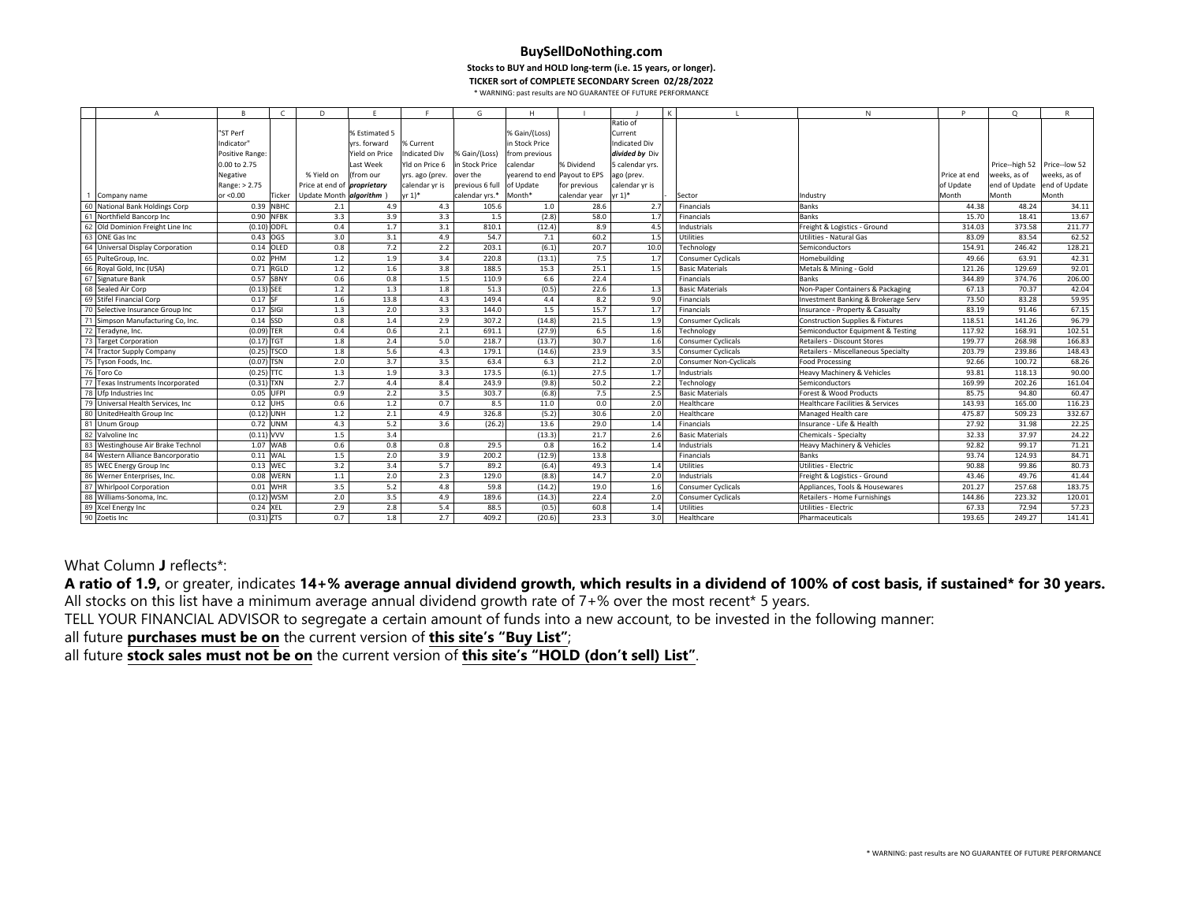# BuySellDoNothing.com

**Stocks to BUY and HOLD long-term (i.e. 15 years, or longer).**

**TICKER sort of COMPLETE SECONDARY Screen 02/28/2022**

\* WARNING: past results are NO GUARANTEE OF FUTURE PERFORMANCE

| | A | B | C | D | E | F | G | H | I | J | K | L | N | P | Q | R |
|---|---|---|---|---|---|---|---|---|---|---|---|---|---|---|---|---|
| 1 | Company name | "ST Perf Indicator" Positive Range: 0.00 to 2.75 Negative Range: > 2.75 or <0.00 | Ticker | % Yield on Price at end of Update Month | % Estimated 5 yrs. forward Yield on Price Last Week (from our ***proprietary algorithm***) | % Current Indicated Div Yld on Price 6 yrs. ago (prev. calendar yr is yr 1)* | % Gain/(Loss) over the previous 6 full calendar yrs.* | % Gain/(Loss) in Stock Price from previous calendar yearend to end of Update Month* | % Dividend Payout to EPS for previous calendar year | Ratio of Current Indicated Div ***divided by*** Div 5 calendar yrs. ago (prev. calendar yr is yr 1)* | - | Sector | Industry | Price at end of Update Month | Price--high 52 weeks, as of end of Update Month | Price--low 52 weeks, as of end of Update Month |
| 60 | National Bank Holdings Corp | 0.39 | NBHC | 2.1 | 4.9 | 4.3 | 105.6 | 1.0 | 28.6 | 2.7 | | Financials | Banks | 44.38 | 48.24 | 34.11 |
| 61 | Northfield Bancorp Inc | 0.90 | NFBK | 3.3 | 3.9 | 3.3 | 1.5 | (2.8) | 58.0 | 1.7 | | Financials | Banks | 15.70 | 18.41 | 13.67 |
| 62 | Old Dominion Freight Line Inc | (0.10) | ODFL | 0.4 | 1.7 | 3.1 | 810.1 | (12.4) | 8.9 | 4.5 | | Industrials | Freight & Logistics - Ground | 314.03 | 373.58 | 211.77 |
| 63 | ONE Gas Inc | 0.43 | OGS | 3.0 | 3.1 | 4.9 | 54.7 | 7.1 | 60.2 | 1.5 | | Utilities | Utilities - Natural Gas | 83.09 | 83.54 | 62.52 |
| 64 | Universal Display Corporation | 0.14 | OLED | 0.8 | 7.2 | 2.2 | 203.1 | (6.1) | 20.7 | 10.0 | | Technology | Semiconductors | 154.91 | 246.42 | 128.21 |
| 65 | PulteGroup, Inc. | 0.02 | PHM | 1.2 | 1.9 | 3.4 | 220.8 | (13.1) | 7.5 | 1.7 | | Consumer Cyclicals | Homebuilding | 49.66 | 63.91 | 42.31 |
| 66 | Royal Gold, Inc (USA) | 0.71 | RGLD | 1.2 | 1.6 | 3.8 | 188.5 | 15.3 | 25.1 | 1.5 | | Basic Materials | Metals & Mining - Gold | 121.26 | 129.69 | 92.01 |
| 67 | Signature Bank | 0.57 | SBNY | 0.6 | 0.8 | 1.5 | 110.9 | 6.6 | 22.4 | | | Financials | Banks | 344.89 | 374.76 | 206.00 |
| 68 | Sealed Air Corp | (0.13) | SEE | 1.2 | 1.3 | 1.8 | 51.3 | (0.5) | 22.6 | 1.3 | | Basic Materials | Non-Paper Containers & Packaging | 67.13 | 70.37 | 42.04 |
| 69 | Stifel Financial Corp | 0.17 | SF | 1.6 | 13.8 | 4.3 | 149.4 | 4.4 | 8.2 | 9.0 | | Financials | Investment Banking & Brokerage Serv | 73.50 | 83.28 | 59.95 |
| 70 | Selective Insurance Group Inc | 0.17 | SIGI | 1.3 | 2.0 | 3.3 | 144.0 | 1.5 | 15.7 | 1.7 | | Financials | Insurance - Property & Casualty | 83.19 | 91.46 | 67.15 |
| 71 | Simpson Manufacturing Co, Inc. | 0.14 | SSD | 0.8 | 1.4 | 2.9 | 307.2 | (14.8) | 21.5 | 1.9 | | Consumer Cyclicals | Construction Supplies & Fixtures | 118.51 | 141.26 | 96.79 |
| 72 | Teradyne, Inc. | (0.09) | TER | 0.4 | 0.6 | 2.1 | 691.1 | (27.9) | 6.5 | 1.6 | | Technology | Semiconductor Equipment & Testing | 117.92 | 168.91 | 102.51 |
| 73 | Target Corporation | (0.17) | TGT | 1.8 | 2.4 | 5.0 | 218.7 | (13.7) | 30.7 | 1.6 | | Consumer Cyclicals | Retailers - Discount Stores | 199.77 | 268.98 | 166.83 |
| 74 | Tractor Supply Company | (0.25) | TSCO | 1.8 | 5.6 | 4.3 | 179.1 | (14.6) | 23.9 | 3.5 | | Consumer Cyclicals | Retailers - Miscellaneous Specialty | 203.79 | 239.86 | 148.43 |
| 75 | Tyson Foods, Inc. | (0.07) | TSN | 2.0 | 3.7 | 3.5 | 63.4 | 6.3 | 21.2 | 2.0 | | Consumer Non-Cyclicals | Food Processing | 92.66 | 100.72 | 68.26 |
| 76 | Toro Co | (0.25) | TTC | 1.3 | 1.9 | 3.3 | 173.5 | (6.1) | 27.5 | 1.7 | | Industrials | Heavy Machinery & Vehicles | 93.81 | 118.13 | 90.00 |
| 77 | Texas Instruments Incorporated | (0.31) | TXN | 2.7 | 4.4 | 8.4 | 243.9 | (9.8) | 50.2 | 2.2 | | Technology | Semiconductors | 169.99 | 202.26 | 161.04 |
| 78 | Ufp Industries Inc | 0.05 | UFPI | 0.9 | 2.2 | 3.5 | 303.7 | (6.8) | 7.5 | 2.5 | | Basic Materials | Forest & Wood Products | 85.75 | 94.80 | 60.47 |
| 79 | Universal Health Services, Inc | 0.12 | UHS | 0.6 | 1.2 | 0.7 | 8.5 | 11.0 | 0.0 | 2.0 | | Healthcare | Healthcare Facilities & Services | 143.93 | 165.00 | 116.23 |
| 80 | UnitedHealth Group Inc | (0.12) | UNH | 1.2 | 2.1 | 4.9 | 326.8 | (5.2) | 30.6 | 2.0 | | Healthcare | Managed Health care | 475.87 | 509.23 | 332.67 |
| 81 | Unum Group | 0.72 | UNM | 4.3 | 5.2 | 3.6 | (26.2) | 13.6 | 29.0 | 1.4 | | Financials | Insurance - Life & Health | 27.92 | 31.98 | 22.25 |
| 82 | Valvoline Inc | (0.11) | VVV | 1.5 | 3.4 | | | (13.3) | 21.7 | 2.6 | | Basic Materials | Chemicals - Specialty | 32.33 | 37.97 | 24.22 |
| 83 | Westinghouse Air Brake Technol | 1.07 | WAB | 0.6 | 0.8 | 0.8 | 29.5 | 0.8 | 16.2 | 1.4 | | Industrials | Heavy Machinery & Vehicles | 92.82 | 99.17 | 71.21 |
| 84 | Western Alliance Bancorporatio | 0.11 | WAL | 1.5 | 2.0 | 3.9 | 200.2 | (12.9) | 13.8 | | | Financials | Banks | 93.74 | 124.93 | 84.71 |
| 85 | WEC Energy Group Inc | 0.13 | WEC | 3.2 | 3.4 | 5.7 | 89.2 | (6.4) | 49.3 | 1.4 | | Utilities | Utilities - Electric | 90.88 | 99.86 | 80.73 |
| 86 | Werner Enterprises, Inc. | 0.08 | WERN | 1.1 | 2.0 | 2.3 | 129.0 | (8.8) | 14.7 | 2.0 | | Industrials | Freight & Logistics - Ground | 43.46 | 49.76 | 41.44 |
| 87 | Whirlpool Corporation | 0.01 | WHR | 3.5 | 5.2 | 4.8 | 59.8 | (14.2) | 19.0 | 1.6 | | Consumer Cyclicals | Appliances, Tools & Housewares | 201.27 | 257.68 | 183.75 |
| 88 | Williams-Sonoma, Inc. | (0.12) | WSM | 2.0 | 3.5 | 4.9 | 189.6 | (14.3) | 22.4 | 2.0 | | Consumer Cyclicals | Retailers - Home Furnishings | 144.86 | 223.32 | 120.01 |
| 89 | Xcel Energy Inc | 0.24 | XEL | 2.9 | 2.8 | 5.4 | 88.5 | (0.5) | 60.8 | 1.4 | | Utilities | Utilities - Electric | 67.33 | 72.94 | 57.23 |
| 90 | Zoetis Inc | (0.31) | ZTS | 0.7 | 1.8 | 2.7 | 409.2 | (20.6) | 23.3 | 3.0 | | Healthcare | Pharmaceuticals | 193.65 | 249.27 | 141.41 |

What Column **J** reflects*:

**A ratio of 1.9,** or greater, indicates **14+% average annual dividend growth, which results in a dividend of 100% of cost basis, if sustained* for 30 years.**

All stocks on this list have a minimum average annual dividend growth rate of 7+% over the most recent* 5 years.

TELL YOUR FINANCIAL ADVISOR to segregate a certain amount of funds into a new account, to be invested in the following manner:

all future **purchases must be on** the current version of **this site's "Buy List"**;

all future **stock sales must not be on** the current version of **this site's "HOLD (don't sell) List"**.

\* WARNING: past results are NO GUARANTEE OF FUTURE PERFORMANCE